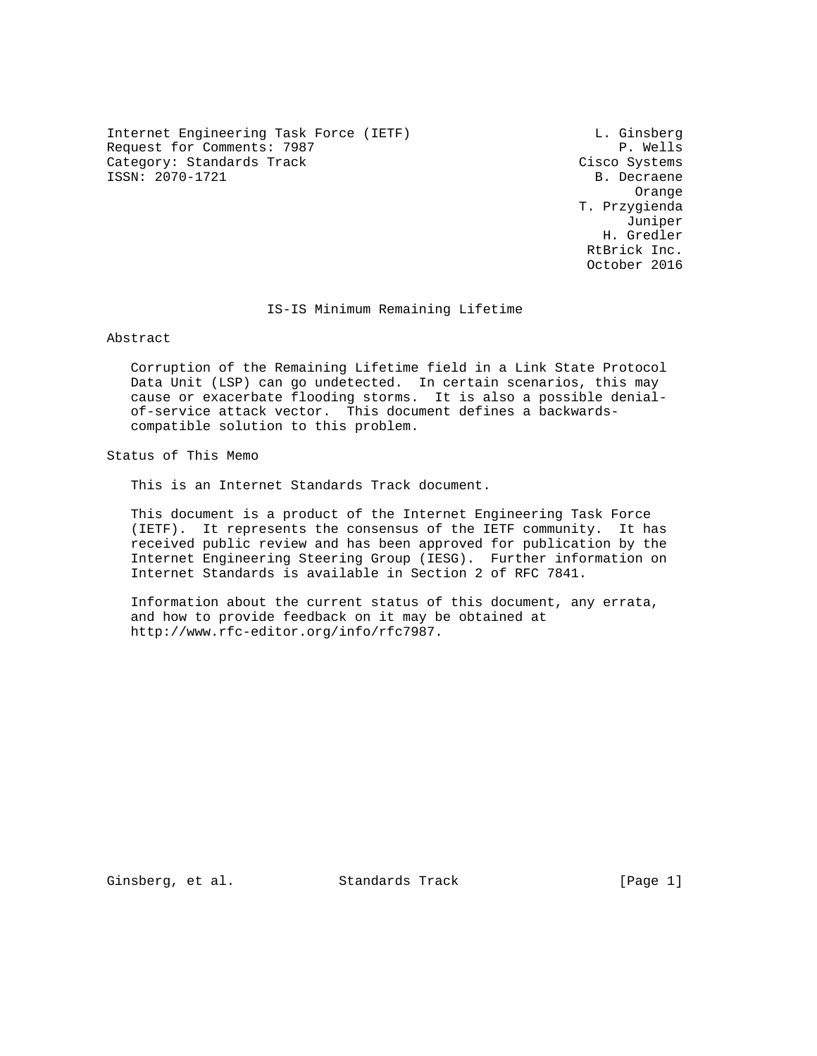Internet Engineering Task Force (IETF) L. Ginsberg
Request for Comments: 7987 P. Wells
Category: Standards Track Cisco Systems
ISSN: 2070-1721 B. Decraene
Orange
T. Przygienda
Juniper
H. Gredler
RtBrick Inc.
October 2016

# IS-IS Minimum Remaining Lifetime

## Abstract

Corruption of the Remaining Lifetime field in a Link State Protocol Data Unit (LSP) can go undetected. In certain scenarios, this may cause or exacerbate flooding storms. It is also a possible denial-of-service attack vector. This document defines a backwards-compatible solution to this problem.

## Status of This Memo

This is an Internet Standards Track document.

This document is a product of the Internet Engineering Task Force (IETF). It represents the consensus of the IETF community. It has received public review and has been approved for publication by the Internet Engineering Steering Group (IESG). Further information on Internet Standards is available in Section 2 of RFC 7841.

Information about the current status of this document, any errata, and how to provide feedback on it may be obtained at http://www.rfc-editor.org/info/rfc7987.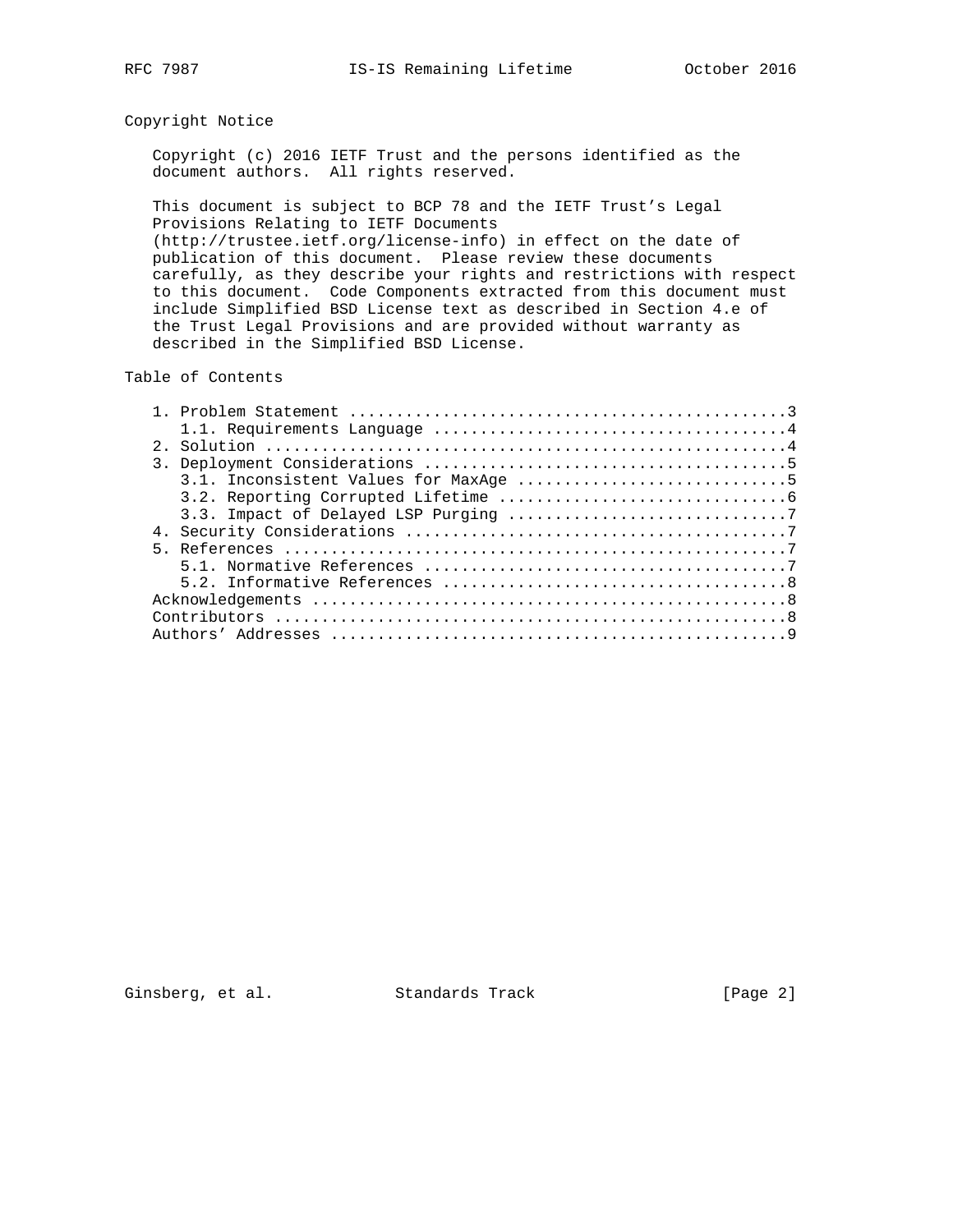## Copyright Notice

Copyright (c) 2016 IETF Trust and the persons identified as the document authors. All rights reserved.

This document is subject to BCP 78 and the IETF Trust's Legal Provisions Relating to IETF Documents (http://trustee.ietf.org/license-info) in effect on the date of publication of this document. Please review these documents carefully, as they describe your rights and restrictions with respect to this document. Code Components extracted from this document must include Simplified BSD License text as described in Section 4.e of the Trust Legal Provisions and are provided without warranty as described in the Simplified BSD License.

## Table of Contents

```
   1. Problem Statement ..............................................3
      1.1. Requirements Language .....................................4
   2. Solution .......................................................4
   3. Deployment Considerations ......................................5
      3.1. Inconsistent Values for MaxAge ............................5
      3.2. Reporting Corrupted Lifetime ..............................6
      3.3. Impact of Delayed LSP Purging .............................7
   4. Security Considerations ........................................7
   5. References .....................................................7
      5.1. Normative References ......................................7
      5.2. Informative References ....................................8
   Acknowledgements ..................................................8
   Contributors ......................................................8
   Authors' Addresses ................................................9
```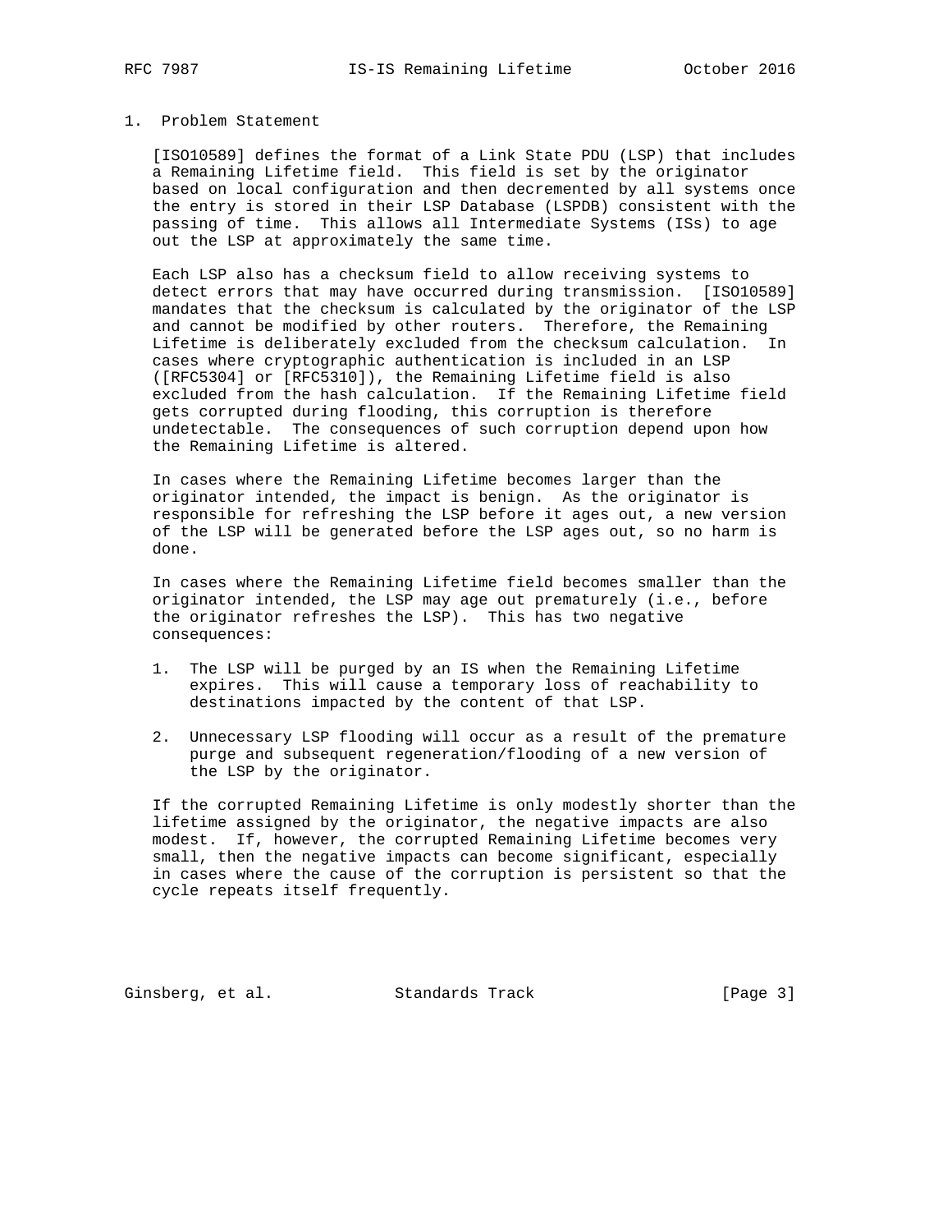## 1. Problem Statement

[ISO10589] defines the format of a Link State PDU (LSP) that includes a Remaining Lifetime field. This field is set by the originator based on local configuration and then decremented by all systems once the entry is stored in their LSP Database (LSPDB) consistent with the passing of time. This allows all Intermediate Systems (ISs) to age out the LSP at approximately the same time.

Each LSP also has a checksum field to allow receiving systems to detect errors that may have occurred during transmission. [ISO10589] mandates that the checksum is calculated by the originator of the LSP and cannot be modified by other routers. Therefore, the Remaining Lifetime is deliberately excluded from the checksum calculation. In cases where cryptographic authentication is included in an LSP ([RFC5304] or [RFC5310]), the Remaining Lifetime field is also excluded from the hash calculation. If the Remaining Lifetime field gets corrupted during flooding, this corruption is therefore undetectable. The consequences of such corruption depend upon how the Remaining Lifetime is altered.

In cases where the Remaining Lifetime becomes larger than the originator intended, the impact is benign. As the originator is responsible for refreshing the LSP before it ages out, a new version of the LSP will be generated before the LSP ages out, so no harm is done.

In cases where the Remaining Lifetime field becomes smaller than the originator intended, the LSP may age out prematurely (i.e., before the originator refreshes the LSP). This has two negative consequences:

1. The LSP will be purged by an IS when the Remaining Lifetime expires. This will cause a temporary loss of reachability to destinations impacted by the content of that LSP.

2. Unnecessary LSP flooding will occur as a result of the premature purge and subsequent regeneration/flooding of a new version of the LSP by the originator.

If the corrupted Remaining Lifetime is only modestly shorter than the lifetime assigned by the originator, the negative impacts are also modest. If, however, the corrupted Remaining Lifetime becomes very small, then the negative impacts can become significant, especially in cases where the cause of the corruption is persistent so that the cycle repeats itself frequently.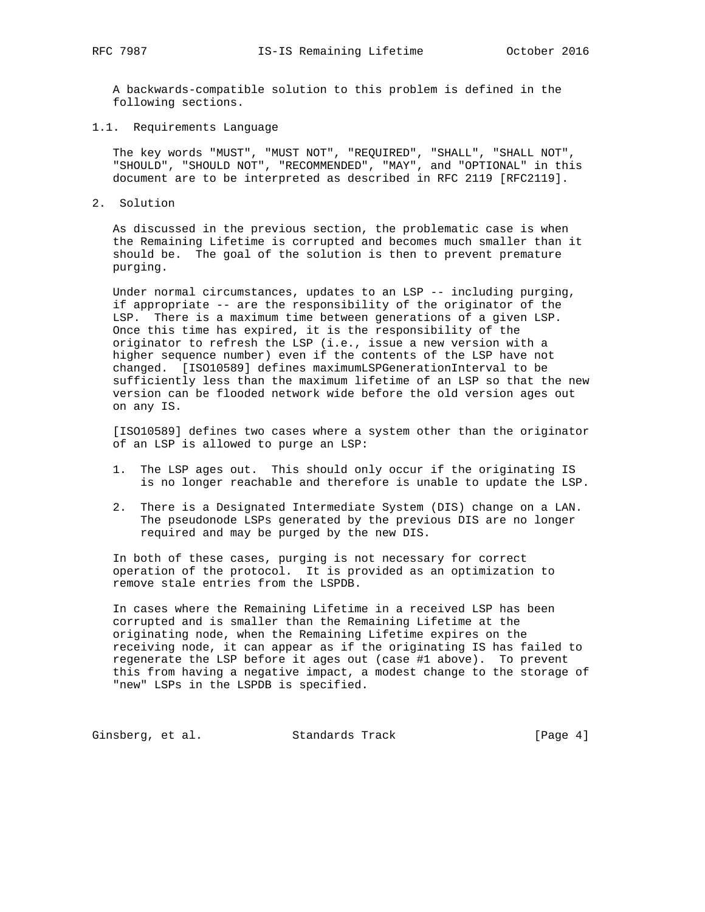A backwards-compatible solution to this problem is defined in the following sections.

### 1.1. Requirements Language

The key words "MUST", "MUST NOT", "REQUIRED", "SHALL", "SHALL NOT", "SHOULD", "SHOULD NOT", "RECOMMENDED", "MAY", and "OPTIONAL" in this document are to be interpreted as described in RFC 2119 [RFC2119].

## 2. Solution

As discussed in the previous section, the problematic case is when the Remaining Lifetime is corrupted and becomes much smaller than it should be. The goal of the solution is then to prevent premature purging.

Under normal circumstances, updates to an LSP -- including purging, if appropriate -- are the responsibility of the originator of the LSP. There is a maximum time between generations of a given LSP. Once this time has expired, it is the responsibility of the originator to refresh the LSP (i.e., issue a new version with a higher sequence number) even if the contents of the LSP have not changed. [ISO10589] defines maximumLSPGenerationInterval to be sufficiently less than the maximum lifetime of an LSP so that the new version can be flooded network wide before the old version ages out on any IS.

[ISO10589] defines two cases where a system other than the originator of an LSP is allowed to purge an LSP:

1. The LSP ages out. This should only occur if the originating IS is no longer reachable and therefore is unable to update the LSP.

2. There is a Designated Intermediate System (DIS) change on a LAN. The pseudonode LSPs generated by the previous DIS are no longer required and may be purged by the new DIS.

In both of these cases, purging is not necessary for correct operation of the protocol. It is provided as an optimization to remove stale entries from the LSPDB.

In cases where the Remaining Lifetime in a received LSP has been corrupted and is smaller than the Remaining Lifetime at the originating node, when the Remaining Lifetime expires on the receiving node, it can appear as if the originating IS has failed to regenerate the LSP before it ages out (case #1 above). To prevent this from having a negative impact, a modest change to the storage of "new" LSPs in the LSPDB is specified.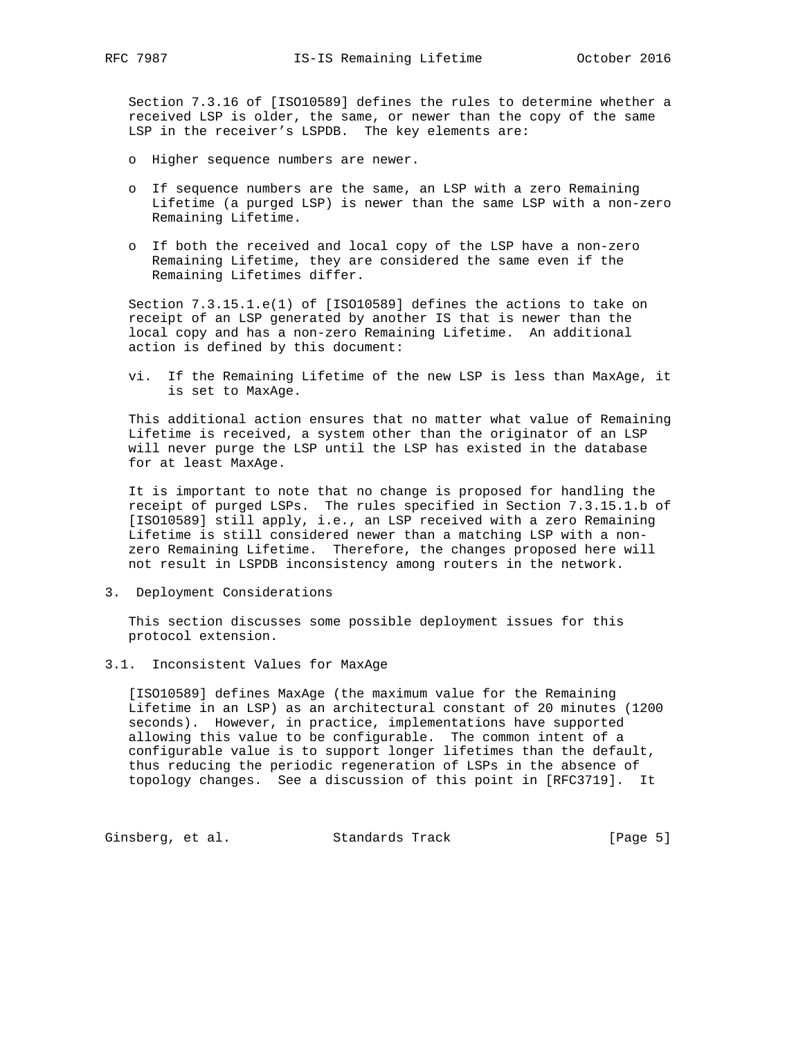Section 7.3.16 of [ISO10589] defines the rules to determine whether a received LSP is older, the same, or newer than the copy of the same LSP in the receiver's LSPDB. The key elements are:

- Higher sequence numbers are newer.
- If sequence numbers are the same, an LSP with a zero Remaining Lifetime (a purged LSP) is newer than the same LSP with a non-zero Remaining Lifetime.
- If both the received and local copy of the LSP have a non-zero Remaining Lifetime, they are considered the same even if the Remaining Lifetimes differ.

Section 7.3.15.1.e(1) of [ISO10589] defines the actions to take on receipt of an LSP generated by another IS that is newer than the local copy and has a non-zero Remaining Lifetime. An additional action is defined by this document:

vi. If the Remaining Lifetime of the new LSP is less than MaxAge, it is set to MaxAge.

This additional action ensures that no matter what value of Remaining Lifetime is received, a system other than the originator of an LSP will never purge the LSP until the LSP has existed in the database for at least MaxAge.

It is important to note that no change is proposed for handling the receipt of purged LSPs. The rules specified in Section 7.3.15.1.b of [ISO10589] still apply, i.e., an LSP received with a zero Remaining Lifetime is still considered newer than a matching LSP with a non-zero Remaining Lifetime. Therefore, the changes proposed here will not result in LSPDB inconsistency among routers in the network.

## 3. Deployment Considerations

This section discusses some possible deployment issues for this protocol extension.

### 3.1. Inconsistent Values for MaxAge

[ISO10589] defines MaxAge (the maximum value for the Remaining Lifetime in an LSP) as an architectural constant of 20 minutes (1200 seconds). However, in practice, implementations have supported allowing this value to be configurable. The common intent of a configurable value is to support longer lifetimes than the default, thus reducing the periodic regeneration of LSPs in the absence of topology changes. See a discussion of this point in [RFC3719]. It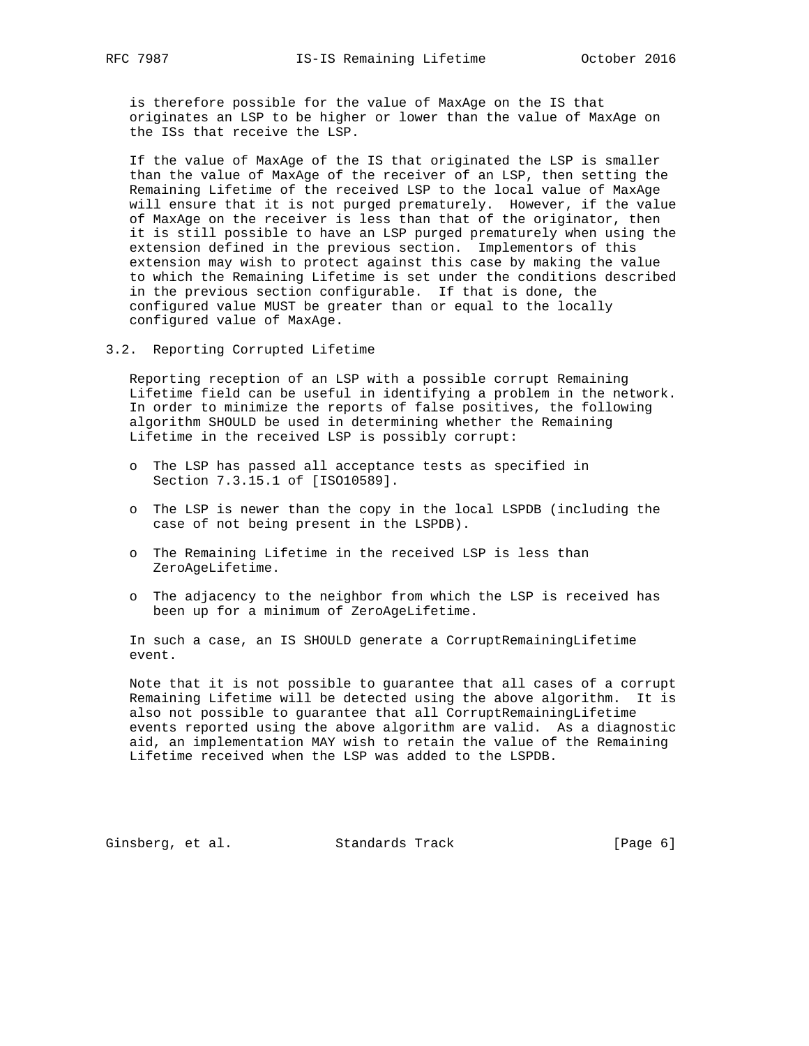is therefore possible for the value of MaxAge on the IS that originates an LSP to be higher or lower than the value of MaxAge on the ISs that receive the LSP.

If the value of MaxAge of the IS that originated the LSP is smaller than the value of MaxAge of the receiver of an LSP, then setting the Remaining Lifetime of the received LSP to the local value of MaxAge will ensure that it is not purged prematurely. However, if the value of MaxAge on the receiver is less than that of the originator, then it is still possible to have an LSP purged prematurely when using the extension defined in the previous section. Implementors of this extension may wish to protect against this case by making the value to which the Remaining Lifetime is set under the conditions described in the previous section configurable. If that is done, the configured value MUST be greater than or equal to the locally configured value of MaxAge.

### 3.2. Reporting Corrupted Lifetime

Reporting reception of an LSP with a possible corrupt Remaining Lifetime field can be useful in identifying a problem in the network. In order to minimize the reports of false positives, the following algorithm SHOULD be used in determining whether the Remaining Lifetime in the received LSP is possibly corrupt:

- The LSP has passed all acceptance tests as specified in Section 7.3.15.1 of [ISO10589].
- The LSP is newer than the copy in the local LSPDB (including the case of not being present in the LSPDB).
- The Remaining Lifetime in the received LSP is less than ZeroAgeLifetime.
- The adjacency to the neighbor from which the LSP is received has been up for a minimum of ZeroAgeLifetime.

In such a case, an IS SHOULD generate a CorruptRemainingLifetime event.

Note that it is not possible to guarantee that all cases of a corrupt Remaining Lifetime will be detected using the above algorithm. It is also not possible to guarantee that all CorruptRemainingLifetime events reported using the above algorithm are valid. As a diagnostic aid, an implementation MAY wish to retain the value of the Remaining Lifetime received when the LSP was added to the LSPDB.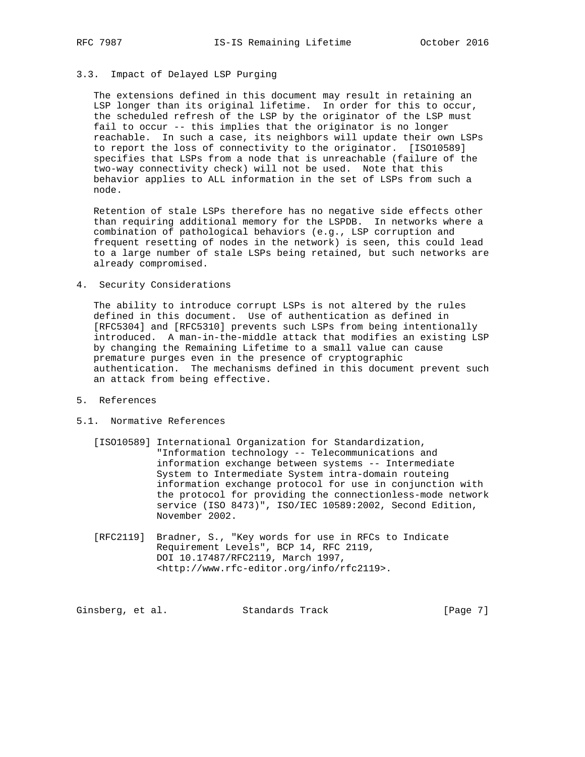### 3.3. Impact of Delayed LSP Purging

The extensions defined in this document may result in retaining an LSP longer than its original lifetime. In order for this to occur, the scheduled refresh of the LSP by the originator of the LSP must fail to occur -- this implies that the originator is no longer reachable. In such a case, its neighbors will update their own LSPs to report the loss of connectivity to the originator. [ISO10589] specifies that LSPs from a node that is unreachable (failure of the two-way connectivity check) will not be used. Note that this behavior applies to ALL information in the set of LSPs from such a node.

Retention of stale LSPs therefore has no negative side effects other than requiring additional memory for the LSPDB. In networks where a combination of pathological behaviors (e.g., LSP corruption and frequent resetting of nodes in the network) is seen, this could lead to a large number of stale LSPs being retained, but such networks are already compromised.

## 4. Security Considerations

The ability to introduce corrupt LSPs is not altered by the rules defined in this document. Use of authentication as defined in [RFC5304] and [RFC5310] prevents such LSPs from being intentionally introduced. A man-in-the-middle attack that modifies an existing LSP by changing the Remaining Lifetime to a small value can cause premature purges even in the presence of cryptographic authentication. The mechanisms defined in this document prevent such an attack from being effective.

## 5. References

### 5.1. Normative References

[ISO10589] International Organization for Standardization, "Information technology -- Telecommunications and information exchange between systems -- Intermediate System to Intermediate System intra-domain routeing information exchange protocol for use in conjunction with the protocol for providing the connectionless-mode network service (ISO 8473)", ISO/IEC 10589:2002, Second Edition, November 2002.

[RFC2119] Bradner, S., "Key words for use in RFCs to Indicate Requirement Levels", BCP 14, RFC 2119, DOI 10.17487/RFC2119, March 1997, <http://www.rfc-editor.org/info/rfc2119>.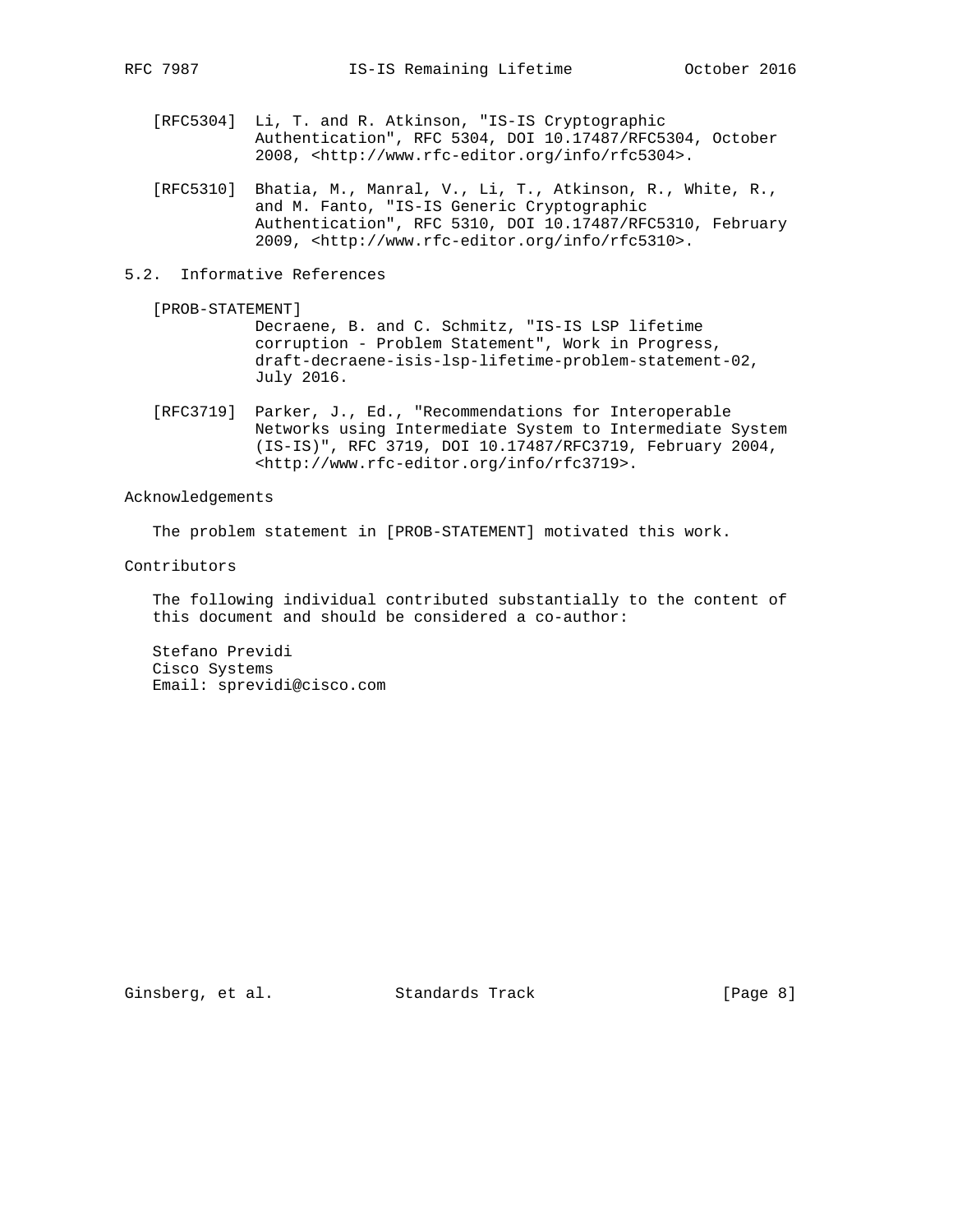[RFC5304] Li, T. and R. Atkinson, "IS-IS Cryptographic Authentication", RFC 5304, DOI 10.17487/RFC5304, October 2008, <http://www.rfc-editor.org/info/rfc5304>.

[RFC5310] Bhatia, M., Manral, V., Li, T., Atkinson, R., White, R., and M. Fanto, "IS-IS Generic Cryptographic Authentication", RFC 5310, DOI 10.17487/RFC5310, February 2009, <http://www.rfc-editor.org/info/rfc5310>.

## 5.2. Informative References

[PROB-STATEMENT] Decraene, B. and C. Schmitz, "IS-IS LSP lifetime corruption - Problem Statement", Work in Progress, draft-decraene-isis-lsp-lifetime-problem-statement-02, July 2016.

[RFC3719] Parker, J., Ed., "Recommendations for Interoperable Networks using Intermediate System to Intermediate System (IS-IS)", RFC 3719, DOI 10.17487/RFC3719, February 2004, <http://www.rfc-editor.org/info/rfc3719>.

## Acknowledgements

The problem statement in [PROB-STATEMENT] motivated this work.

## Contributors

The following individual contributed substantially to the content of this document and should be considered a co-author:

Stefano Previdi
Cisco Systems
Email: sprevidi@cisco.com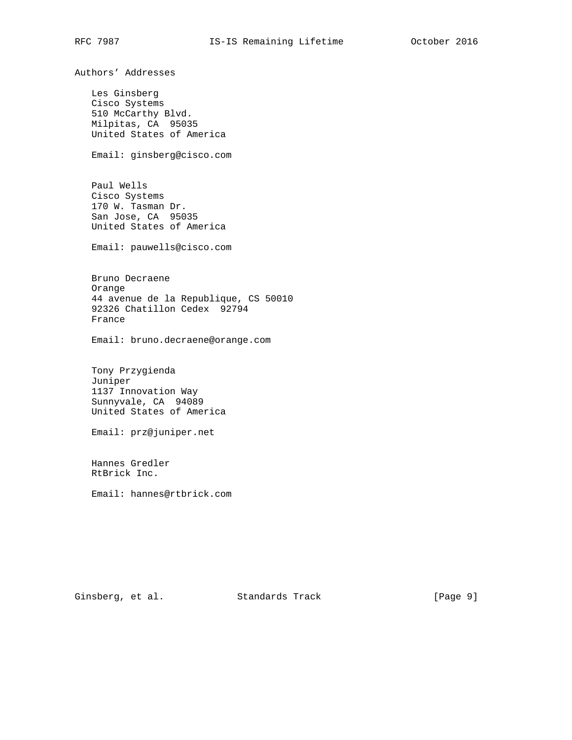## Authors' Addresses

Les Ginsberg
Cisco Systems
510 McCarthy Blvd.
Milpitas, CA  95035
United States of America

Email: ginsberg@cisco.com

Paul Wells
Cisco Systems
170 W. Tasman Dr.
San Jose, CA  95035
United States of America

Email: pauwells@cisco.com

Bruno Decraene
Orange
44 avenue de la Republique, CS 50010
92326 Chatillon Cedex  92794
France

Email: bruno.decraene@orange.com

Tony Przygienda
Juniper
1137 Innovation Way
Sunnyvale, CA  94089
United States of America

Email: prz@juniper.net

Hannes Gredler
RtBrick Inc.

Email: hannes@rtbrick.com